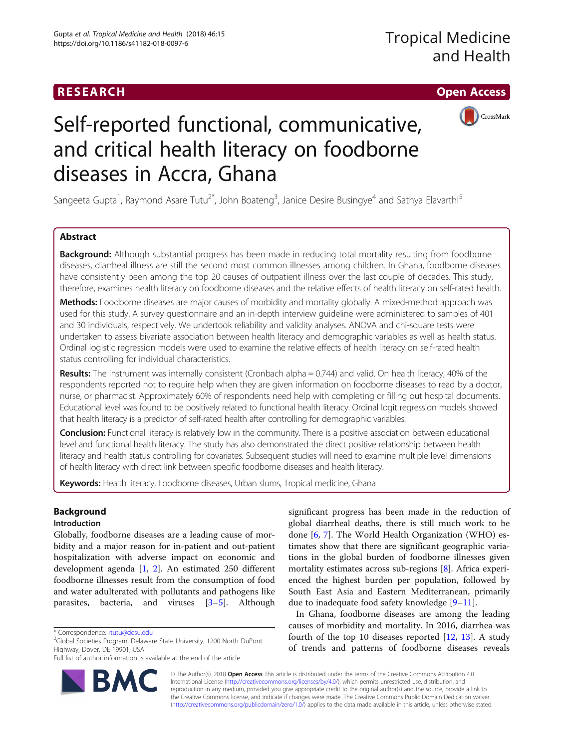RESEARCH Open Access

# Self-reported functional, communicative, and critical health literacy on foodborne diseases in Accra, Ghana

Sangeeta Gupta[1], Raymond Asare Tutu[2*], John Boateng[3], Janice Desire Busingye[4] and Sathya Elavarthi[5]

## Abstract

**Background:** Although substantial progress has been made in reducing total mortality resulting from foodborne diseases, diarrheal illness are still the second most common illnesses among children. In Ghana, foodborne diseases have consistently been among the top 20 causes of outpatient illness over the last couple of decades. This study, therefore, examines health literacy on foodborne diseases and the relative effects of health literacy on self-rated health.

**Methods:** Foodborne diseases are major causes of morbidity and mortality globally. A mixed-method approach was used for this study. A survey questionnaire and an in-depth interview guideline were administered to samples of 401 and 30 individuals, respectively. We undertook reliability and validity analyses. ANOVA and chi-square tests were undertaken to assess bivariate association between health literacy and demographic variables as well as health status. Ordinal logistic regression models were used to examine the relative effects of health literacy on self-rated health status controlling for individual characteristics.

**Results:** The instrument was internally consistent (Cronbach alpha = 0.744) and valid. On health literacy, 40% of the respondents reported not to require help when they are given information on foodborne diseases to read by a doctor, nurse, or pharmacist. Approximately 60% of respondents need help with completing or filling out hospital documents. Educational level was found to be positively related to functional health literacy. Ordinal logit regression models showed that health literacy is a predictor of self-rated health after controlling for demographic variables.

**Conclusion:** Functional literacy is relatively low in the community. There is a positive association between educational level and functional health literacy. The study has also demonstrated the direct positive relationship between health literacy and health status controlling for covariates. Subsequent studies will need to examine multiple level dimensions of health literacy with direct link between specific foodborne diseases and health literacy.

**Keywords:** Health literacy, Foodborne diseases, Urban slums, Tropical medicine, Ghana

## Background

### Introduction

Globally, foodborne diseases are a leading cause of morbidity and a major reason for in-patient and out-patient hospitalization with adverse impact on economic and development agenda [1, 2]. An estimated 250 different foodborne illnesses result from the consumption of food and water adulterated with pollutants and pathogens like parasites, bacteria, and viruses [3–5]. Although significant progress has been made in the reduction of global diarrheal deaths, there is still much work to be done [6, 7]. The World Health Organization (WHO) estimates show that there are significant geographic variations in the global burden of foodborne illnesses given mortality estimates across sub-regions [8]. Africa experienced the highest burden per population, followed by South East Asia and Eastern Mediterranean, primarily due to inadequate food safety knowledge [9–11].

In Ghana, foodborne diseases are among the leading causes of morbidity and mortality. In 2016, diarrhea was fourth of the top 10 diseases reported [12, 13]. A study of trends and patterns of foodborne diseases reveals

\* Correspondence: rtutu@desu.edu
[2]Global Societies Program, Delaware State University, 1200 North DuPont Highway, Dover, DE 19901, USA
Full list of author information is available at the end of the article

© The Author(s). 2018 **Open Access** This article is distributed under the terms of the Creative Commons Attribution 4.0 International License (http://creativecommons.org/licenses/by/4.0/), which permits unrestricted use, distribution, and reproduction in any medium, provided you give appropriate credit to the original author(s) and the source, provide a link to the Creative Commons license, and indicate if changes were made. The Creative Commons Public Domain Dedication waiver (http://creativecommons.org/publicdomain/zero/1.0/) applies to the data made available in this article, unless otherwise stated.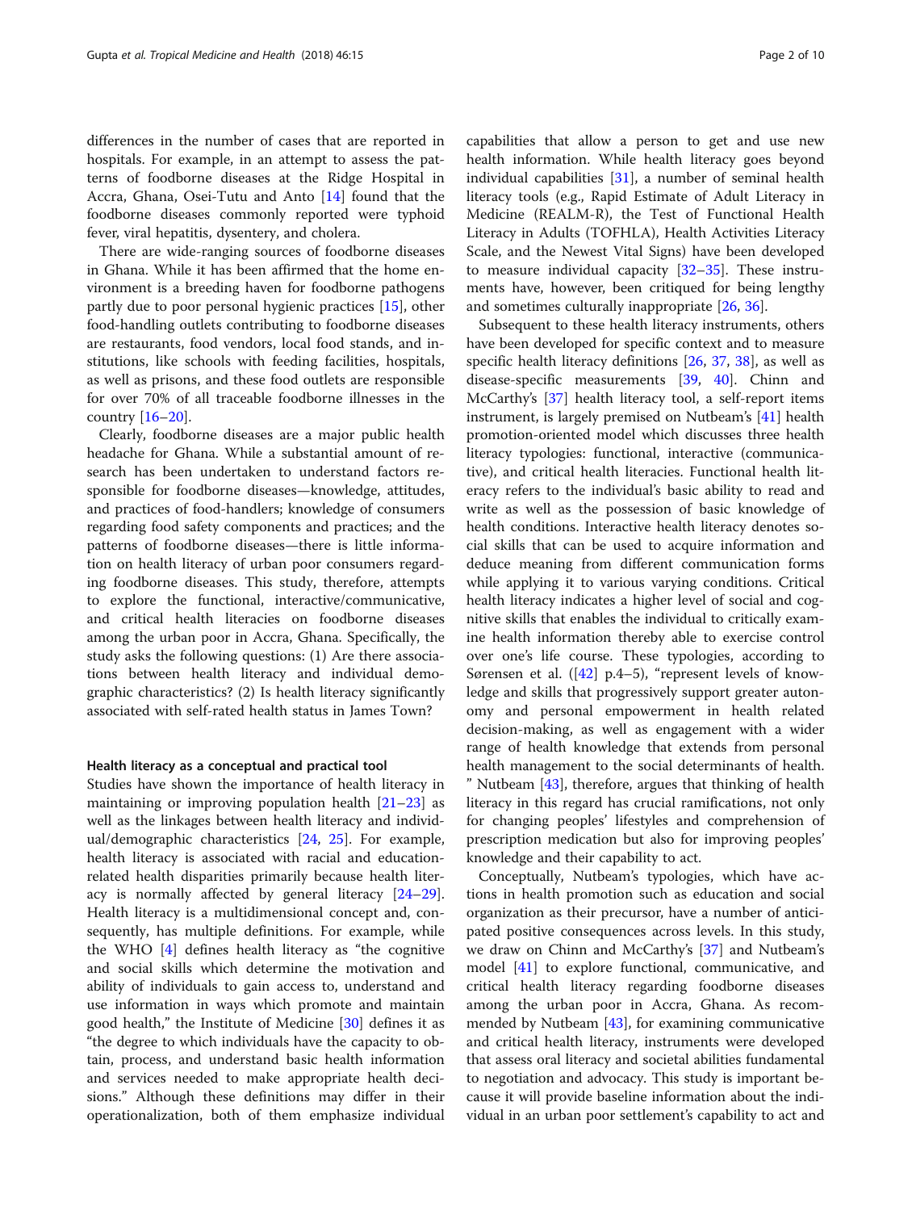differences in the number of cases that are reported in hospitals. For example, in an attempt to assess the patterns of foodborne diseases at the Ridge Hospital in Accra, Ghana, Osei-Tutu and Anto [14] found that the foodborne diseases commonly reported were typhoid fever, viral hepatitis, dysentery, and cholera.

There are wide-ranging sources of foodborne diseases in Ghana. While it has been affirmed that the home environment is a breeding haven for foodborne pathogens partly due to poor personal hygienic practices [15], other food-handling outlets contributing to foodborne diseases are restaurants, food vendors, local food stands, and institutions, like schools with feeding facilities, hospitals, as well as prisons, and these food outlets are responsible for over 70% of all traceable foodborne illnesses in the country [16–20].

Clearly, foodborne diseases are a major public health headache for Ghana. While a substantial amount of research has been undertaken to understand factors responsible for foodborne diseases—knowledge, attitudes, and practices of food-handlers; knowledge of consumers regarding food safety components and practices; and the patterns of foodborne diseases—there is little information on health literacy of urban poor consumers regarding foodborne diseases. This study, therefore, attempts to explore the functional, interactive/communicative, and critical health literacies on foodborne diseases among the urban poor in Accra, Ghana. Specifically, the study asks the following questions: (1) Are there associations between health literacy and individual demographic characteristics? (2) Is health literacy significantly associated with self-rated health status in James Town?

#### Health literacy as a conceptual and practical tool

Studies have shown the importance of health literacy in maintaining or improving population health [21–23] as well as the linkages between health literacy and individual/demographic characteristics [24, 25]. For example, health literacy is associated with racial and education-related health disparities primarily because health literacy is normally affected by general literacy [24–29]. Health literacy is a multidimensional concept and, consequently, has multiple definitions. For example, while the WHO [4] defines health literacy as "the cognitive and social skills which determine the motivation and ability of individuals to gain access to, understand and use information in ways which promote and maintain good health," the Institute of Medicine [30] defines it as "the degree to which individuals have the capacity to obtain, process, and understand basic health information and services needed to make appropriate health decisions." Although these definitions may differ in their operationalization, both of them emphasize individual capabilities that allow a person to get and use new health information. While health literacy goes beyond individual capabilities [31], a number of seminal health literacy tools (e.g., Rapid Estimate of Adult Literacy in Medicine (REALM-R), the Test of Functional Health Literacy in Adults (TOFHLA), Health Activities Literacy Scale, and the Newest Vital Signs) have been developed to measure individual capacity [32–35]. These instruments have, however, been critiqued for being lengthy and sometimes culturally inappropriate [26, 36].

Subsequent to these health literacy instruments, others have been developed for specific context and to measure specific health literacy definitions [26, 37, 38], as well as disease-specific measurements [39, 40]. Chinn and McCarthy's [37] health literacy tool, a self-report items instrument, is largely premised on Nutbeam's [41] health promotion-oriented model which discusses three health literacy typologies: functional, interactive (communicative), and critical health literacies. Functional health literacy refers to the individual's basic ability to read and write as well as the possession of basic knowledge of health conditions. Interactive health literacy denotes social skills that can be used to acquire information and deduce meaning from different communication forms while applying it to various varying conditions. Critical health literacy indicates a higher level of social and cognitive skills that enables the individual to critically examine health information thereby able to exercise control over one's life course. These typologies, according to Sørensen et al. ([42] p.4–5), "represent levels of knowledge and skills that progressively support greater autonomy and personal empowerment in health related decision-making, as well as engagement with a wider range of health knowledge that extends from personal health management to the social determinants of health." Nutbeam [43], therefore, argues that thinking of health literacy in this regard has crucial ramifications, not only for changing peoples' lifestyles and comprehension of prescription medication but also for improving peoples' knowledge and their capability to act.

Conceptually, Nutbeam's typologies, which have actions in health promotion such as education and social organization as their precursor, have a number of anticipated positive consequences across levels. In this study, we draw on Chinn and McCarthy's [37] and Nutbeam's model [41] to explore functional, communicative, and critical health literacy regarding foodborne diseases among the urban poor in Accra, Ghana. As recommended by Nutbeam [43], for examining communicative and critical health literacy, instruments were developed that assess oral literacy and societal abilities fundamental to negotiation and advocacy. This study is important because it will provide baseline information about the individual in an urban poor settlement's capability to act and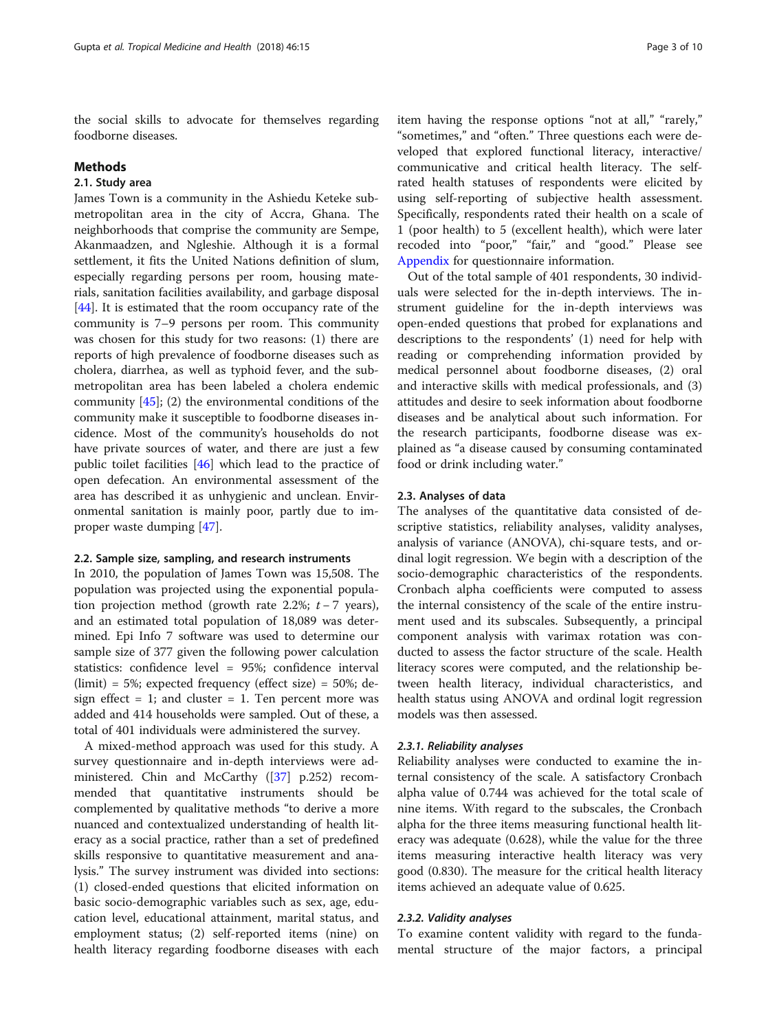the social skills to advocate for themselves regarding foodborne diseases.

## Methods

### 2.1. Study area

James Town is a community in the Ashiedu Keteke sub-metropolitan area in the city of Accra, Ghana. The neighborhoods that comprise the community are Sempe, Akanmaadzen, and Ngleshie. Although it is a formal settlement, it fits the United Nations definition of slum, especially regarding persons per room, housing materials, sanitation facilities availability, and garbage disposal [44]. It is estimated that the room occupancy rate of the community is 7–9 persons per room. This community was chosen for this study for two reasons: (1) there are reports of high prevalence of foodborne diseases such as cholera, diarrhea, as well as typhoid fever, and the sub-metropolitan area has been labeled a cholera endemic community [45]; (2) the environmental conditions of the community make it susceptible to foodborne diseases incidence. Most of the community's households do not have private sources of water, and there are just a few public toilet facilities [46] which lead to the practice of open defecation. An environmental assessment of the area has described it as unhygienic and unclean. Environmental sanitation is mainly poor, partly due to improper waste dumping [47].

### 2.2. Sample size, sampling, and research instruments

In 2010, the population of James Town was 15,508. The population was projected using the exponential population projection method (growth rate 2.2%; $t - 7$ years), and an estimated total population of 18,089 was determined. Epi Info 7 software was used to determine our sample size of 377 given the following power calculation statistics: confidence level = 95%; confidence interval (limit) = 5%; expected frequency (effect size) = 50%; design effect = 1; and cluster = 1. Ten percent more was added and 414 households were sampled. Out of these, a total of 401 individuals were administered the survey.

A mixed-method approach was used for this study. A survey questionnaire and in-depth interviews were administered. Chin and McCarthy ([37] p.252) recommended that quantitative instruments should be complemented by qualitative methods "to derive a more nuanced and contextualized understanding of health literacy as a social practice, rather than a set of predefined skills responsive to quantitative measurement and analysis." The survey instrument was divided into sections: (1) closed-ended questions that elicited information on basic socio-demographic variables such as sex, age, education level, educational attainment, marital status, and employment status; (2) self-reported items (nine) on health literacy regarding foodborne diseases with each item having the response options "not at all," "rarely," "sometimes," and "often." Three questions each were developed that explored functional literacy, interactive/communicative and critical health literacy. The self-rated health statuses of respondents were elicited by using self-reporting of subjective health assessment. Specifically, respondents rated their health on a scale of 1 (poor health) to 5 (excellent health), which were later recoded into "poor," "fair," and "good." Please see Appendix for questionnaire information.

Out of the total sample of 401 respondents, 30 individuals were selected for the in-depth interviews. The instrument guideline for the in-depth interviews was open-ended questions that probed for explanations and descriptions to the respondents' (1) need for help with reading or comprehending information provided by medical personnel about foodborne diseases, (2) oral and interactive skills with medical professionals, and (3) attitudes and desire to seek information about foodborne diseases and be analytical about such information. For the research participants, foodborne disease was explained as "a disease caused by consuming contaminated food or drink including water."

### 2.3. Analyses of data

The analyses of the quantitative data consisted of descriptive statistics, reliability analyses, validity analyses, analysis of variance (ANOVA), chi-square tests, and ordinal logit regression. We begin with a description of the socio-demographic characteristics of the respondents. Cronbach alpha coefficients were computed to assess the internal consistency of the scale of the entire instrument used and its subscales. Subsequently, a principal component analysis with varimax rotation was conducted to assess the factor structure of the scale. Health literacy scores were computed, and the relationship between health literacy, individual characteristics, and health status using ANOVA and ordinal logit regression models was then assessed.

#### 2.3.1. Reliability analyses

Reliability analyses were conducted to examine the internal consistency of the scale. A satisfactory Cronbach alpha value of 0.744 was achieved for the total scale of nine items. With regard to the subscales, the Cronbach alpha for the three items measuring functional health literacy was adequate (0.628), while the value for the three items measuring interactive health literacy was very good (0.830). The measure for the critical health literacy items achieved an adequate value of 0.625.

#### 2.3.2. Validity analyses

To examine content validity with regard to the fundamental structure of the major factors, a principal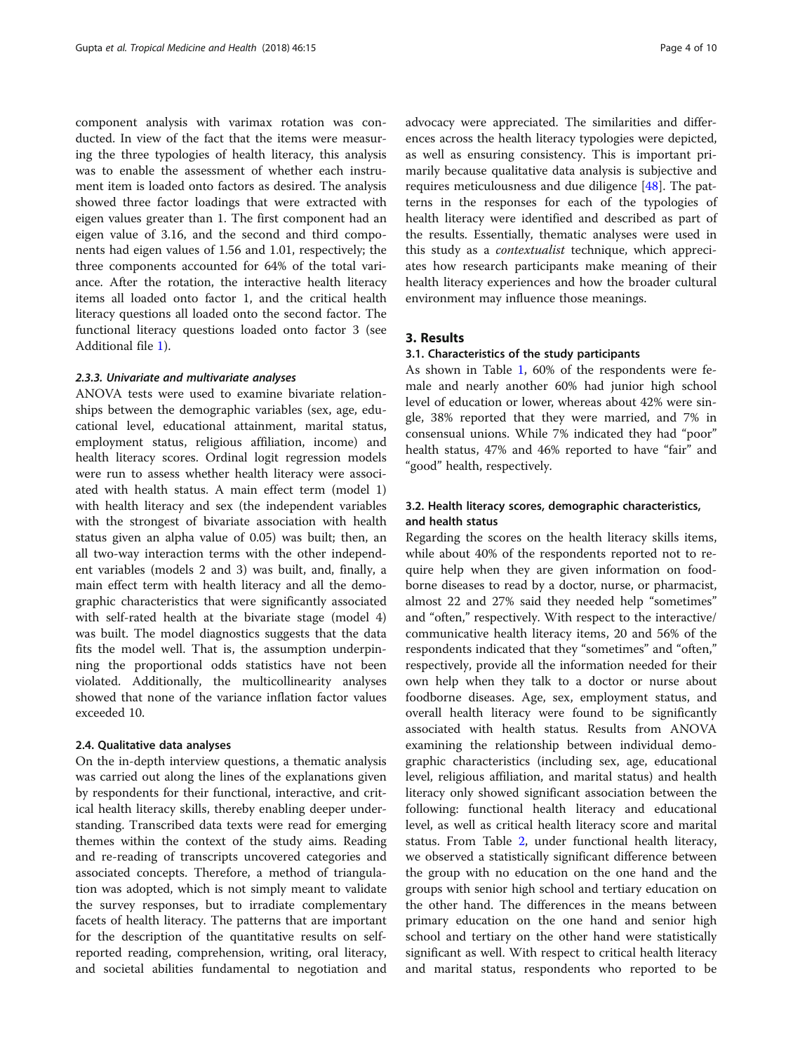component analysis with varimax rotation was conducted. In view of the fact that the items were measuring the three typologies of health literacy, this analysis was to enable the assessment of whether each instrument item is loaded onto factors as desired. The analysis showed three factor loadings that were extracted with eigen values greater than 1. The first component had an eigen value of 3.16, and the second and third components had eigen values of 1.56 and 1.01, respectively; the three components accounted for 64% of the total variance. After the rotation, the interactive health literacy items all loaded onto factor 1, and the critical health literacy questions all loaded onto the second factor. The functional literacy questions loaded onto factor 3 (see Additional file 1).

#### 2.3.3. Univariate and multivariate analyses

ANOVA tests were used to examine bivariate relationships between the demographic variables (sex, age, educational level, educational attainment, marital status, employment status, religious affiliation, income) and health literacy scores. Ordinal logit regression models were run to assess whether health literacy were associated with health status. A main effect term (model 1) with health literacy and sex (the independent variables with the strongest of bivariate association with health status given an alpha value of 0.05) was built; then, an all two-way interaction terms with the other independent variables (models 2 and 3) was built, and, finally, a main effect term with health literacy and all the demographic characteristics that were significantly associated with self-rated health at the bivariate stage (model 4) was built. The model diagnostics suggests that the data fits the model well. That is, the assumption underpinning the proportional odds statistics have not been violated. Additionally, the multicollinearity analyses showed that none of the variance inflation factor values exceeded 10.

### 2.4. Qualitative data analyses

On the in-depth interview questions, a thematic analysis was carried out along the lines of the explanations given by respondents for their functional, interactive, and critical health literacy skills, thereby enabling deeper understanding. Transcribed data texts were read for emerging themes within the context of the study aims. Reading and re-reading of transcripts uncovered categories and associated concepts. Therefore, a method of triangulation was adopted, which is not simply meant to validate the survey responses, but to irradiate complementary facets of health literacy. The patterns that are important for the description of the quantitative results on self-reported reading, comprehension, writing, oral literacy, and societal abilities fundamental to negotiation and advocacy were appreciated. The similarities and differences across the health literacy typologies were depicted, as well as ensuring consistency. This is important primarily because qualitative data analysis is subjective and requires meticulousness and due diligence [48]. The patterns in the responses for each of the typologies of health literacy were identified and described as part of the results. Essentially, thematic analyses were used in this study as a *contextualist* technique, which appreciates how research participants make meaning of their health literacy experiences and how the broader cultural environment may influence those meanings.

## 3. Results

### 3.1. Characteristics of the study participants

As shown in Table 1, 60% of the respondents were female and nearly another 60% had junior high school level of education or lower, whereas about 42% were single, 38% reported that they were married, and 7% in consensual unions. While 7% indicated they had "poor" health status, 47% and 46% reported to have "fair" and "good" health, respectively.

### 3.2. Health literacy scores, demographic characteristics, and health status

Regarding the scores on the health literacy skills items, while about 40% of the respondents reported not to require help when they are given information on foodborne diseases to read by a doctor, nurse, or pharmacist, almost 22 and 27% said they needed help "sometimes" and "often," respectively. With respect to the interactive/communicative health literacy items, 20 and 56% of the respondents indicated that they "sometimes" and "often," respectively, provide all the information needed for their own help when they talk to a doctor or nurse about foodborne diseases. Age, sex, employment status, and overall health literacy were found to be significantly associated with health status. Results from ANOVA examining the relationship between individual demographic characteristics (including sex, age, educational level, religious affiliation, and marital status) and health literacy only showed significant association between the following: functional health literacy and educational level, as well as critical health literacy score and marital status. From Table 2, under functional health literacy, we observed a statistically significant difference between the group with no education on the one hand and the groups with senior high school and tertiary education on the other hand. The differences in the means between primary education on the one hand and senior high school and tertiary on the other hand were statistically significant as well. With respect to critical health literacy and marital status, respondents who reported to be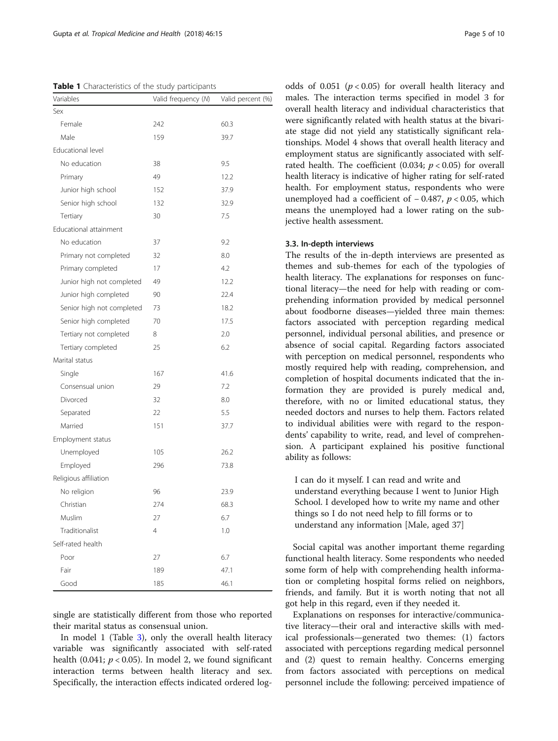**Table 1** Characteristics of the study participants

| Variables | Valid frequency (N) | Valid percent (%) |
|---|---|---|
| Sex | | |
| Female | 242 | 60.3 |
| Male | 159 | 39.7 |
| Educational level | | |
| No education | 38 | 9.5 |
| Primary | 49 | 12.2 |
| Junior high school | 152 | 37.9 |
| Senior high school | 132 | 32.9 |
| Tertiary | 30 | 7.5 |
| Educational attainment | | |
| No education | 37 | 9.2 |
| Primary not completed | 32 | 8.0 |
| Primary completed | 17 | 4.2 |
| Junior high not completed | 49 | 12.2 |
| Junior high completed | 90 | 22.4 |
| Senior high not completed | 73 | 18.2 |
| Senior high completed | 70 | 17.5 |
| Tertiary not completed | 8 | 2.0 |
| Tertiary completed | 25 | 6.2 |
| Marital status | | |
| Single | 167 | 41.6 |
| Consensual union | 29 | 7.2 |
| Divorced | 32 | 8.0 |
| Separated | 22 | 5.5 |
| Married | 151 | 37.7 |
| Employment status | | |
| Unemployed | 105 | 26.2 |
| Employed | 296 | 73.8 |
| Religious affiliation | | |
| No religion | 96 | 23.9 |
| Christian | 274 | 68.3 |
| Muslim | 27 | 6.7 |
| Traditionalist | 4 | 1.0 |
| Self-rated health | | |
| Poor | 27 | 6.7 |
| Fair | 189 | 47.1 |
| Good | 185 | 46.1 |

single are statistically different from those who reported their marital status as consensual union.

In model 1 (Table 3), only the overall health literacy variable was significantly associated with self-rated health (0.041; $p < 0.05$). In model 2, we found significant interaction terms between health literacy and sex. Specifically, the interaction effects indicated ordered log-odds of 0.051 ($p < 0.05$) for overall health literacy and males. The interaction terms specified in model 3 for overall health literacy and individual characteristics that were significantly related with health status at the bivariate stage did not yield any statistically significant relationships. Model 4 shows that overall health literacy and employment status are significantly associated with self-rated health. The coefficient (0.034; $p < 0.05$) for overall health literacy is indicative of higher rating for self-rated health. For employment status, respondents who were unemployed had a coefficient of − 0.487, $p < 0.05$, which means the unemployed had a lower rating on the subjective health assessment.

### 3.3. In-depth interviews

The results of the in-depth interviews are presented as themes and sub-themes for each of the typologies of health literacy. The explanations for responses on functional literacy—the need for help with reading or comprehending information provided by medical personnel about foodborne diseases—yielded three main themes: factors associated with perception regarding medical personnel, individual personal abilities, and presence or absence of social capital. Regarding factors associated with perception on medical personnel, respondents who mostly required help with reading, comprehension, and completion of hospital documents indicated that the information they are provided is purely medical and, therefore, with no or limited educational status, they needed doctors and nurses to help them. Factors related to individual abilities were with regard to the respondents' capability to write, read, and level of comprehension. A participant explained his positive functional ability as follows:

> I can do it myself. I can read and write and understand everything because I went to Junior High School. I developed how to write my name and other things so I do not need help to fill forms or to understand any information [Male, aged 37]

Social capital was another important theme regarding functional health literacy. Some respondents who needed some form of help with comprehending health information or completing hospital forms relied on neighbors, friends, and family. But it is worth noting that not all got help in this regard, even if they needed it.

Explanations on responses for interactive/communicative literacy—their oral and interactive skills with medical professionals—generated two themes: (1) factors associated with perceptions regarding medical personnel and (2) quest to remain healthy. Concerns emerging from factors associated with perceptions on medical personnel include the following: perceived impatience of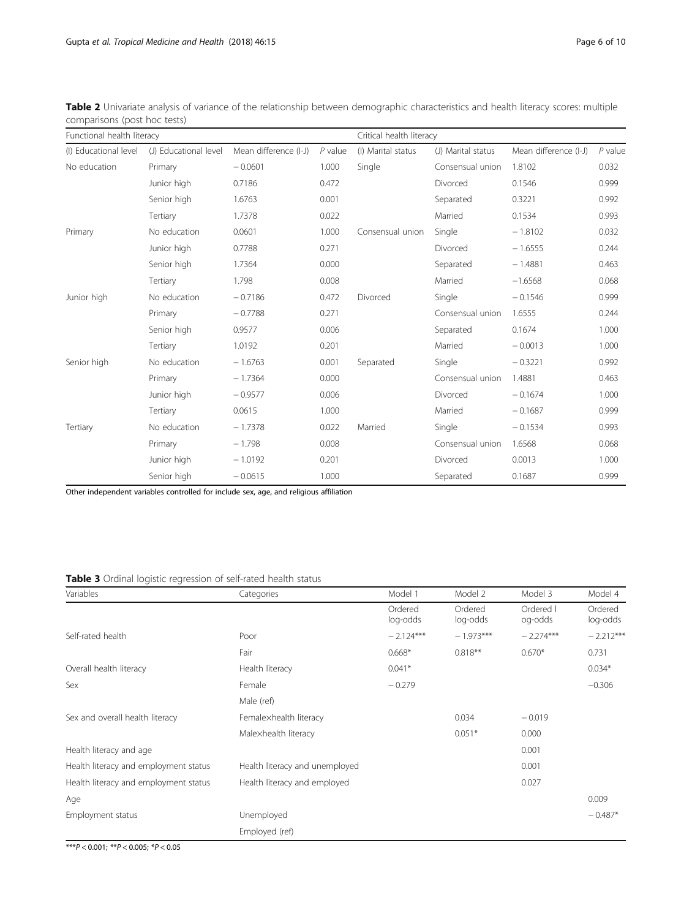**Table 2** Univariate analysis of variance of the relationship between demographic characteristics and health literacy scores: multiple comparisons (post hoc tests)

| Functional health literacy | | | | Critical health literacy | | | |
|---|---|---|---|---|---|---|---|
| (I) Educational level | (J) Educational level | Mean difference (I-J) | *P* value | (I) Marital status | (J) Marital status | Mean difference (I-J) | *P* value |
| No education | Primary | − 0.0601 | 1.000 | Single | Consensual union | 1.8102 | 0.032 |
| | Junior high | 0.7186 | 0.472 | | Divorced | 0.1546 | 0.999 |
| | Senior high | 1.6763 | 0.001 | | Separated | 0.3221 | 0.992 |
| | Tertiary | 1.7378 | 0.022 | | Married | 0.1534 | 0.993 |
| Primary | No education | 0.0601 | 1.000 | Consensual union | Single | − 1.8102 | 0.032 |
| | Junior high | 0.7788 | 0.271 | | Divorced | − 1.6555 | 0.244 |
| | Senior high | 1.7364 | 0.000 | | Separated | − 1.4881 | 0.463 |
| | Tertiary | 1.798 | 0.008 | | Married | −1.6568 | 0.068 |
| Junior high | No education | − 0.7186 | 0.472 | Divorced | Single | − 0.1546 | 0.999 |
| | Primary | − 0.7788 | 0.271 | | Consensual union | 1.6555 | 0.244 |
| | Senior high | 0.9577 | 0.006 | | Separated | 0.1674 | 1.000 |
| | Tertiary | 1.0192 | 0.201 | | Married | − 0.0013 | 1.000 |
| Senior high | No education | − 1.6763 | 0.001 | Separated | Single | − 0.3221 | 0.992 |
| | Primary | − 1.7364 | 0.000 | | Consensual union | 1.4881 | 0.463 |
| | Junior high | − 0.9577 | 0.006 | | Divorced | − 0.1674 | 1.000 |
| | Tertiary | 0.0615 | 1.000 | | Married | − 0.1687 | 0.999 |
| Tertiary | No education | − 1.7378 | 0.022 | Married | Single | − 0.1534 | 0.993 |
| | Primary | − 1.798 | 0.008 | | Consensual union | 1.6568 | 0.068 |
| | Junior high | − 1.0192 | 0.201 | | Divorced | 0.0013 | 1.000 |
| | Senior high | − 0.0615 | 1.000 | | Separated | 0.1687 | 0.999 |

Other independent variables controlled for include sex, age, and religious affiliation

**Table 3** Ordinal logistic regression of self-rated health status

| Variables | Categories | Model 1 | Model 2 | Model 3 | Model 4 |
|---|---|---|---|---|---|
| | | Ordered log-odds | Ordered log-odds | Ordered l og-odds | Ordered log-odds |
| Self-rated health | Poor | − 2.124*** | − 1.973*** | − 2.274*** | − 2.212*** |
| | Fair | 0.668* | 0.818** | 0.670* | 0.731 |
| Overall health literacy | Health literacy | 0.041* | | | 0.034* |
| Sex | Female | − 0.279 | | | −0.306 |
| | Male (ref) | | | | |
| Sex and overall health literacy | Female×health literacy | | 0.034 | − 0.019 | |
| | Male×health literacy | | 0.051* | 0.000 | |
| Health literacy and age | | | | 0.001 | |
| Health literacy and employment status | Health literacy and unemployed | | | 0.001 | |
| Health literacy and employment status | Health literacy and employed | | | 0.027 | |
| Age | | | | | 0.009 |
| Employment status | Unemployed | | | | − 0.487* |
| | Employed (ref) | | | | |

***$P < 0.001$; **$P < 0.005$; *$P < 0.05$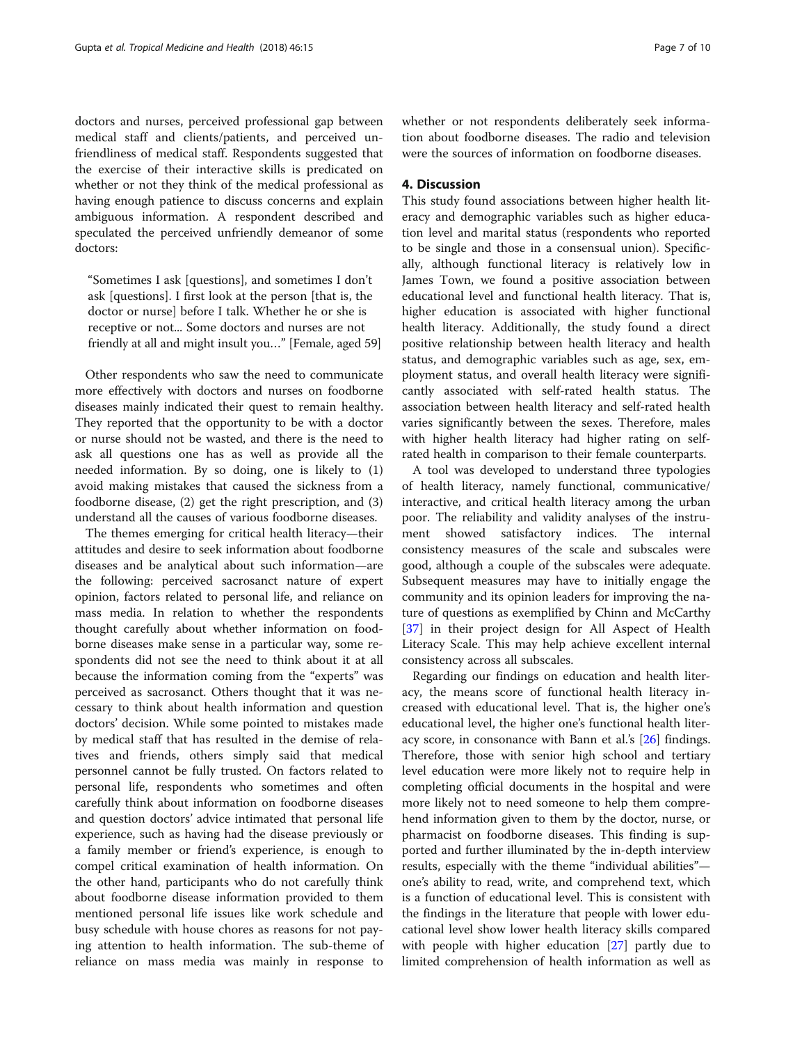doctors and nurses, perceived professional gap between medical staff and clients/patients, and perceived unfriendliness of medical staff. Respondents suggested that the exercise of their interactive skills is predicated on whether or not they think of the medical professional as having enough patience to discuss concerns and explain ambiguous information. A respondent described and speculated the perceived unfriendly demeanor of some doctors:

> "Sometimes I ask [questions], and sometimes I don't ask [questions]. I first look at the person [that is, the doctor or nurse] before I talk. Whether he or she is receptive or not... Some doctors and nurses are not friendly at all and might insult you…" [Female, aged 59]

Other respondents who saw the need to communicate more effectively with doctors and nurses on foodborne diseases mainly indicated their quest to remain healthy. They reported that the opportunity to be with a doctor or nurse should not be wasted, and there is the need to ask all questions one has as well as provide all the needed information. By so doing, one is likely to (1) avoid making mistakes that caused the sickness from a foodborne disease, (2) get the right prescription, and (3) understand all the causes of various foodborne diseases.

The themes emerging for critical health literacy—their attitudes and desire to seek information about foodborne diseases and be analytical about such information—are the following: perceived sacrosanct nature of expert opinion, factors related to personal life, and reliance on mass media. In relation to whether the respondents thought carefully about whether information on foodborne diseases make sense in a particular way, some respondents did not see the need to think about it at all because the information coming from the "experts" was perceived as sacrosanct. Others thought that it was necessary to think about health information and question doctors' decision. While some pointed to mistakes made by medical staff that has resulted in the demise of relatives and friends, others simply said that medical personnel cannot be fully trusted. On factors related to personal life, respondents who sometimes and often carefully think about information on foodborne diseases and question doctors' advice intimated that personal life experience, such as having had the disease previously or a family member or friend's experience, is enough to compel critical examination of health information. On the other hand, participants who do not carefully think about foodborne disease information provided to them mentioned personal life issues like work schedule and busy schedule with house chores as reasons for not paying attention to health information. The sub-theme of reliance on mass media was mainly in response to whether or not respondents deliberately seek information about foodborne diseases. The radio and television were the sources of information on foodborne diseases.

## 4. Discussion

This study found associations between higher health literacy and demographic variables such as higher education level and marital status (respondents who reported to be single and those in a consensual union). Specifically, although functional literacy is relatively low in James Town, we found a positive association between educational level and functional health literacy. That is, higher education is associated with higher functional health literacy. Additionally, the study found a direct positive relationship between health literacy and health status, and demographic variables such as age, sex, employment status, and overall health literacy were significantly associated with self-rated health status. The association between health literacy and self-rated health varies significantly between the sexes. Therefore, males with higher health literacy had higher rating on self-rated health in comparison to their female counterparts.

A tool was developed to understand three typologies of health literacy, namely functional, communicative/interactive, and critical health literacy among the urban poor. The reliability and validity analyses of the instrument showed satisfactory indices. The internal consistency measures of the scale and subscales were good, although a couple of the subscales were adequate. Subsequent measures may have to initially engage the community and its opinion leaders for improving the nature of questions as exemplified by Chinn and McCarthy [37] in their project design for All Aspect of Health Literacy Scale. This may help achieve excellent internal consistency across all subscales.

Regarding our findings on education and health literacy, the means score of functional health literacy increased with educational level. That is, the higher one's educational level, the higher one's functional health literacy score, in consonance with Bann et al.'s [26] findings. Therefore, those with senior high school and tertiary level education were more likely not to require help in completing official documents in the hospital and were more likely not to need someone to help them comprehend information given to them by the doctor, nurse, or pharmacist on foodborne diseases. This finding is supported and further illuminated by the in-depth interview results, especially with the theme "individual abilities"—one's ability to read, write, and comprehend text, which is a function of educational level. This is consistent with the findings in the literature that people with lower educational level show lower health literacy skills compared with people with higher education [27] partly due to limited comprehension of health information as well as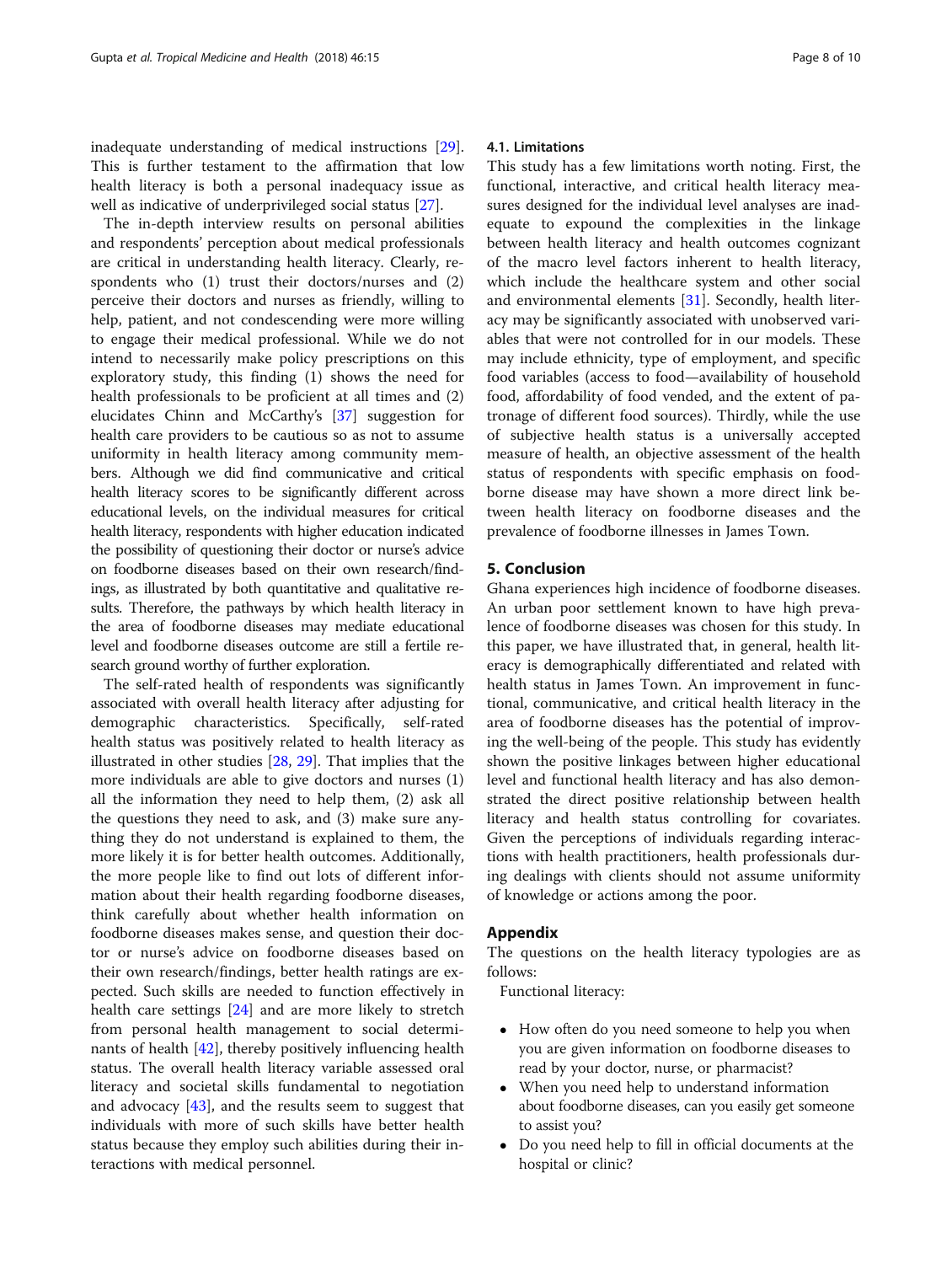inadequate understanding of medical instructions [29]. This is further testament to the affirmation that low health literacy is both a personal inadequacy issue as well as indicative of underprivileged social status [27].

The in-depth interview results on personal abilities and respondents' perception about medical professionals are critical in understanding health literacy. Clearly, respondents who (1) trust their doctors/nurses and (2) perceive their doctors and nurses as friendly, willing to help, patient, and not condescending were more willing to engage their medical professional. While we do not intend to necessarily make policy prescriptions on this exploratory study, this finding (1) shows the need for health professionals to be proficient at all times and (2) elucidates Chinn and McCarthy's [37] suggestion for health care providers to be cautious so as not to assume uniformity in health literacy among community members. Although we did find communicative and critical health literacy scores to be significantly different across educational levels, on the individual measures for critical health literacy, respondents with higher education indicated the possibility of questioning their doctor or nurse's advice on foodborne diseases based on their own research/findings, as illustrated by both quantitative and qualitative results. Therefore, the pathways by which health literacy in the area of foodborne diseases may mediate educational level and foodborne diseases outcome are still a fertile research ground worthy of further exploration.

The self-rated health of respondents was significantly associated with overall health literacy after adjusting for demographic characteristics. Specifically, self-rated health status was positively related to health literacy as illustrated in other studies [28, 29]. That implies that the more individuals are able to give doctors and nurses (1) all the information they need to help them, (2) ask all the questions they need to ask, and (3) make sure anything they do not understand is explained to them, the more likely it is for better health outcomes. Additionally, the more people like to find out lots of different information about their health regarding foodborne diseases, think carefully about whether health information on foodborne diseases makes sense, and question their doctor or nurse's advice on foodborne diseases based on their own research/findings, better health ratings are expected. Such skills are needed to function effectively in health care settings [24] and are more likely to stretch from personal health management to social determinants of health [42], thereby positively influencing health status. The overall health literacy variable assessed oral literacy and societal skills fundamental to negotiation and advocacy [43], and the results seem to suggest that individuals with more of such skills have better health status because they employ such abilities during their interactions with medical personnel.

### 4.1. Limitations

This study has a few limitations worth noting. First, the functional, interactive, and critical health literacy measures designed for the individual level analyses are inadequate to expound the complexities in the linkage between health literacy and health outcomes cognizant of the macro level factors inherent to health literacy, which include the healthcare system and other social and environmental elements [31]. Secondly, health literacy may be significantly associated with unobserved variables that were not controlled for in our models. These may include ethnicity, type of employment, and specific food variables (access to food—availability of household food, affordability of food vended, and the extent of patronage of different food sources). Thirdly, while the use of subjective health status is a universally accepted measure of health, an objective assessment of the health status of respondents with specific emphasis on foodborne disease may have shown a more direct link between health literacy on foodborne diseases and the prevalence of foodborne illnesses in James Town.

## 5. Conclusion

Ghana experiences high incidence of foodborne diseases. An urban poor settlement known to have high prevalence of foodborne diseases was chosen for this study. In this paper, we have illustrated that, in general, health literacy is demographically differentiated and related with health status in James Town. An improvement in functional, communicative, and critical health literacy in the area of foodborne diseases has the potential of improving the well-being of the people. This study has evidently shown the positive linkages between higher educational level and functional health literacy and has also demonstrated the direct positive relationship between health literacy and health status controlling for covariates. Given the perceptions of individuals regarding interactions with health practitioners, health professionals during dealings with clients should not assume uniformity of knowledge or actions among the poor.

## Appendix

The questions on the health literacy typologies are as follows:

Functional literacy:

- How often do you need someone to help you when you are given information on foodborne diseases to read by your doctor, nurse, or pharmacist?
- When you need help to understand information about foodborne diseases, can you easily get someone to assist you?
- Do you need help to fill in official documents at the hospital or clinic?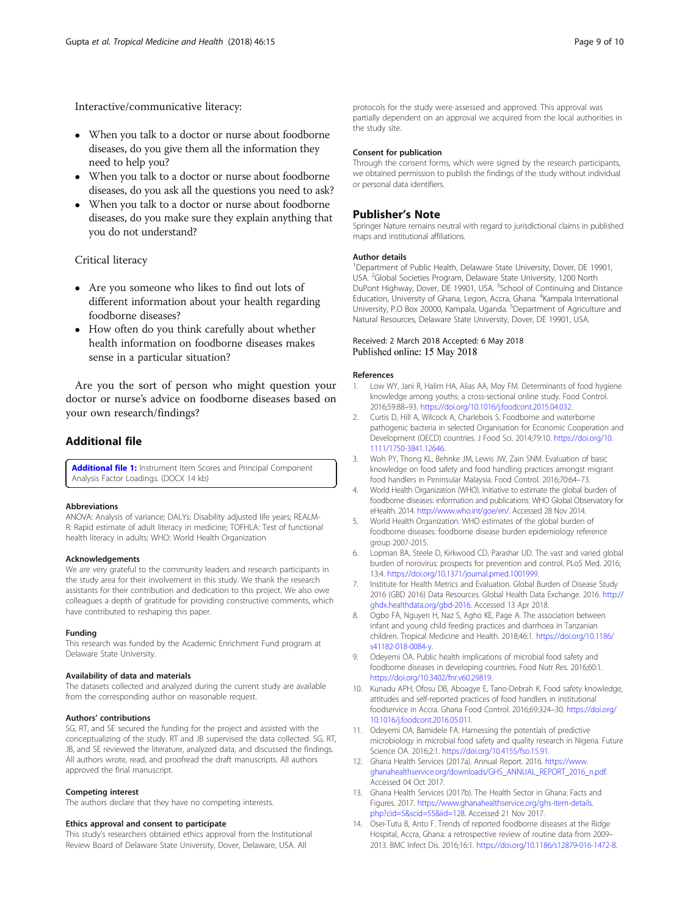Interactive/communicative literacy:

- When you talk to a doctor or nurse about foodborne diseases, do you give them all the information they need to help you?
- When you talk to a doctor or nurse about foodborne diseases, do you ask all the questions you need to ask?
- When you talk to a doctor or nurse about foodborne diseases, do you make sure they explain anything that you do not understand?

Critical literacy

- Are you someone who likes to find out lots of different information about your health regarding foodborne diseases?
- How often do you think carefully about whether health information on foodborne diseases makes sense in a particular situation?

Are you the sort of person who might question your doctor or nurse's advice on foodborne diseases based on your own research/findings?

## Additional file

**Additional file 1:** Instrument Item Scores and Principal Component Analysis Factor Loadings. (DOCX 14 kb)

### Abbreviations

ANOVA: Analysis of variance; DALYs: Disability adjusted life years; REALM-R: Rapid estimate of adult literacy in medicine; TOFHLA: Test of functional health literacy in adults; WHO: World Health Organization

### Acknowledgements

We are very grateful to the community leaders and research participants in the study area for their involvement in this study. We thank the research assistants for their contribution and dedication to this project. We also owe colleagues a depth of gratitude for providing constructive comments, which have contributed to reshaping this paper.

### Funding

This research was funded by the Academic Enrichment Fund program at Delaware State University.

### Availability of data and materials

The datasets collected and analyzed during the current study are available from the corresponding author on reasonable request.

### Authors' contributions

SG, RT, and SE secured the funding for the project and assisted with the conceptualizing of the study. RT and JB supervised the data collected. SG, RT, JB, and SE reviewed the literature, analyzed data, and discussed the findings. All authors wrote, read, and proofread the draft manuscripts. All authors approved the final manuscript.

### Competing interest

The authors declare that they have no competing interests.

### Ethics approval and consent to participate

This study's researchers obtained ethics approval from the Institutional Review Board of Delaware State University, Dover, Delaware, USA. All protocols for the study were assessed and approved. This approval was partially dependent on an approval we acquired from the local authorities in the study site.

### Consent for publication

Through the consent forms, which were signed by the research participants, we obtained permission to publish the findings of the study without individual or personal data identifiers.

## Publisher's Note

Springer Nature remains neutral with regard to jurisdictional claims in published maps and institutional affiliations.

### Author details

[1]Department of Public Health, Delaware State University, Dover, DE 19901, USA. [2]Global Societies Program, Delaware State University, 1200 North DuPont Highway, Dover, DE 19901, USA. [3]School of Continuing and Distance Education, University of Ghana, Legon, Accra, Ghana. [4]Kampala International University, P.O Box 20000, Kampala, Uganda. [5]Department of Agriculture and Natural Resources, Delaware State University, Dover, DE 19901, USA.

Received: 2 March 2018 Accepted: 6 May 2018
Published online: 15 May 2018

### References

1. Low WY, Jani R, Halim HA, Alias AA, Moy FM. Determinants of food hygiene knowledge among youths: a cross-sectional online study. Food Control. 2016;59:88–93. https://doi.org/10.1016/j.foodcont.2015.04.032.
2. Curtis D, Hill A, Wilcock A, Charlebois S. Foodborne and waterborne pathogenic bacteria in selected Organisation for Economic Cooperation and Development (OECD) countries. J Food Sci. 2014;79:10. https://doi.org/10.1111/1750-3841.12646.
3. Woh PY, Thong KL, Behnke JM, Lewis JW, Zain SNM. Evaluation of basic knowledge on food safety and food handling practices amongst migrant food handlers in Peninsular Malaysia. Food Control. 2016;70:64–73.
4. World Health Organization (WHO). Initiative to estimate the global burden of foodborne diseases: information and publications. WHO Global Observatory for eHealth. 2014. http://www.who.int/goe/en/. Accessed 28 Nov 2014.
5. World Health Organization. WHO estimates of the global burden of foodborne diseases: foodborne disease burden epidemiology reference group 2007-2015.
6. Lopman BA, Steele D, Kirkwood CD, Parashar UD. The vast and varied global burden of norovirus: prospects for prevention and control. PLoS Med. 2016;13:4. https://doi.org/10.1371/journal.pmed.1001999.
7. Institute for Health Metrics and Evaluation. Global Burden of Disease Study 2016 (GBD 2016) Data Resources. Global Health Data Exchange. 2016. http://ghdx.healthdata.org/gbd-2016. Accessed 13 Apr 2018.
8. Ogbo FA, Nguyen H, Naz S, Agho KE, Page A. The association between infant and young child feeding practices and diarrhoea in Tanzanian children. Tropical Medicine and Health. 2018;46:1. https://doi.org/10.1186/s41182-018-0084-y.
9. Odeyemi OA. Public health implications of microbial food safety and foodborne diseases in developing countries. Food Nutr Res. 2016;60:1. https://doi.org/10.3402/fnr.v60.29819.
10. Kunadu APH, Ofosu DB, Aboagye E, Tano-Debrah K. Food safety knowledge, attitudes and self-reported practices of food handlers in institutional foodservice in Accra. Ghana Food Control. 2016;69:324–30. https://doi.org/10.1016/j.foodcont.2016.05.011.
11. Odeyemi OA, Bamidele FA. Harnessing the potentials of predictive microbiology in microbial food safety and quality research in Nigeria. Future Science OA. 2016;2:1. https://doi.org/10.4155/fso.15.91.
12. Ghana Health Services (2017a). Annual Report. 2016. https://www.ghanahealthservice.org/downloads/GHS_ANNUAL_REPORT_2016_n.pdf. Accessed 04 Oct 2017.
13. Ghana Health Services (2017b). The Health Sector in Ghana: Facts and Figures. 2017. https://www.ghanahealthservice.org/ghs-item-details.php?cid=5&scid=55&iid=128. Accessed 21 Nov 2017.
14. Osei-Tutu B, Anto F. Trends of reported foodborne diseases at the Ridge Hospital, Accra, Ghana: a retrospective review of routine data from 2009–2013. BMC Infect Dis. 2016;16:1. https://doi.org/10.1186/s12879-016-1472-8.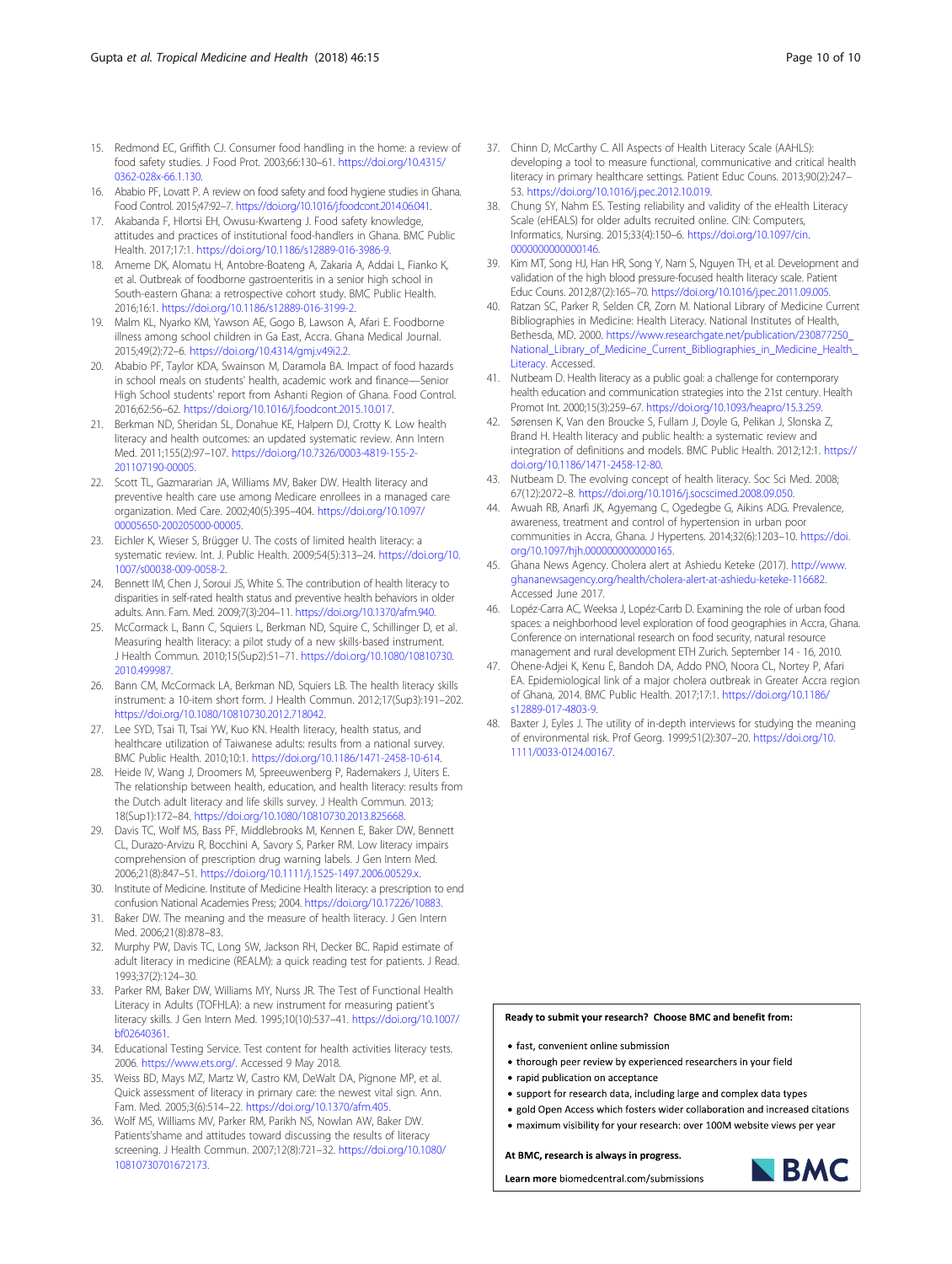15. Redmond EC, Griffith CJ. Consumer food handling in the home: a review of food safety studies. J Food Prot. 2003;66:130–61. https://doi.org/10.4315/0362-028x-66.1.130.
16. Ababio PF, Lovatt P. A review on food safety and food hygiene studies in Ghana. Food Control. 2015;47:92–7. https://doi.org/10.1016/j.foodcont.2014.06.041.
17. Akabanda F, Hlortsi EH, Owusu-Kwarteng J. Food safety knowledge, attitudes and practices of institutional food-handlers in Ghana. BMC Public Health. 2017;17:1. https://doi.org/10.1186/s12889-016-3986-9.
18. Ameme DK, Alomatu H, Antobre-Boateng A, Zakaria A, Addai J, Fianko K, et al. Outbreak of foodborne gastroenteritis in a senior high school in South-eastern Ghana: a retrospective cohort study. BMC Public Health. 2016;16:1. https://doi.org/10.1186/s12889-016-3199-2.
19. Malm KL, Nyarko KM, Yawson AE, Gogo B, Lawson A, Afari E. Foodborne illness among school children in Ga East, Accra. Ghana Medical Journal. 2015;49(2):72–6. https://doi.org/10.4314/gmj.v49i2.2.
20. Ababio PF, Taylor KDA, Swainson M, Daramola BA. Impact of food hazards in school meals on students' health, academic work and finance—Senior High School students' report from Ashanti Region of Ghana. Food Control. 2016;62:56–62. https://doi.org/10.1016/j.foodcont.2015.10.017.
21. Berkman ND, Sheridan SL, Donahue KE, Halpern DJ, Crotty K. Low health literacy and health outcomes: an updated systematic review. Ann Intern Med. 2011;155(2):97–107. https://doi.org/10.7326/0003-4819-155-2-201107190-00005.
22. Scott TL, Gazmararian JA, Williams MV, Baker DW. Health literacy and preventive health care use among Medicare enrollees in a managed care organization. Med Care. 2002;40(5):395–404. https://doi.org/10.1097/00005650-200205000-00005.
23. Eichler K, Wieser S, Brügger U. The costs of limited health literacy: a systematic review. Int. J. Public Health. 2009;54(5):313–24. https://doi.org/10.1007/s00038-009-0058-2.
24. Bennett IM, Chen J, Soroui JS, White S. The contribution of health literacy to disparities in self-rated health status and preventive health behaviors in older adults. Ann. Fam. Med. 2009;7(3):204–11. https://doi.org/10.1370/afm.940.
25. McCormack L, Bann C, Squiers L, Berkman ND, Squire C, Schillinger D, et al. Measuring health literacy: a pilot study of a new skills-based instrument. J Health Commun. 2010;15(Sup2):51–71. https://doi.org/10.1080/10810730.2010.499987.
26. Bann CM, McCormack LA, Berkman ND, Squiers LB. The health literacy skills instrument: a 10-item short form. J Health Commun. 2012;17(Sup3):191–202. https://doi.org/10.1080/10810730.2012.718042.
27. Lee SYD, Tsai TI, Tsai YW, Kuo KN. Health literacy, health status, and healthcare utilization of Taiwanese adults: results from a national survey. BMC Public Health. 2010;10:1. https://doi.org/10.1186/1471-2458-10-614.
28. Heide IV, Wang J, Droomers M, Spreeuwenberg P, Rademakers J, Uiters E. The relationship between health, education, and health literacy: results from the Dutch adult literacy and life skills survey. J Health Commun. 2013; 18(Sup1):172–84. https://doi.org/10.1080/10810730.2013.825668.
29. Davis TC, Wolf MS, Bass PF, Middlebrooks M, Kennen E, Baker DW, Bennett CL, Durazo-Arvizu R, Bocchini A, Savory S, Parker RM. Low literacy impairs comprehension of prescription drug warning labels. J Gen Intern Med. 2006;21(8):847–51. https://doi.org/10.1111/j.1525-1497.2006.00529.x.
30. Institute of Medicine. Institute of Medicine Health literacy: a prescription to end confusion National Academies Press; 2004. https://doi.org/10.17226/10883.
31. Baker DW. The meaning and the measure of health literacy. J Gen Intern Med. 2006;21(8):878–83.
32. Murphy PW, Davis TC, Long SW, Jackson RH, Decker BC. Rapid estimate of adult literacy in medicine (REALM): a quick reading test for patients. J Read. 1993;37(2):124–30.
33. Parker RM, Baker DW, Williams MY, Nurss JR. The Test of Functional Health Literacy in Adults (TOFHLA): a new instrument for measuring patient's literacy skills. J Gen Intern Med. 1995;10(10):537–41. https://doi.org/10.1007/bf02640361.
34. Educational Testing Service. Test content for health activities literacy tests. 2006. https://www.ets.org/. Accessed 9 May 2018.
35. Weiss BD, Mays MZ, Martz W, Castro KM, DeWalt DA, Pignone MP, et al. Quick assessment of literacy in primary care: the newest vital sign. Ann. Fam. Med. 2005;3(6):514–22. https://doi.org/10.1370/afm.405.
36. Wolf MS, Williams MV, Parker RM, Parikh NS, Nowlan AW, Baker DW. Patients'shame and attitudes toward discussing the results of literacy screening. J Health Commun. 2007;12(8):721–32. https://doi.org/10.1080/10810730701672173.
37. Chinn D, McCarthy C. All Aspects of Health Literacy Scale (AAHLS): developing a tool to measure functional, communicative and critical health literacy in primary healthcare settings. Patient Educ Couns. 2013;90(2):247–53. https://doi.org/10.1016/j.pec.2012.10.019.
38. Chung SY, Nahm ES. Testing reliability and validity of the eHealth Literacy Scale (eHEALS) for older adults recruited online. CIN: Computers, Informatics, Nursing. 2015;33(4):150–6. https://doi.org/10.1097/cin.0000000000000146.
39. Kim MT, Song HJ, Han HR, Song Y, Nam S, Nguyen TH, et al. Development and validation of the high blood pressure-focused health literacy scale. Patient Educ Couns. 2012;87(2):165–70. https://doi.org/10.1016/j.pec.2011.09.005.
40. Ratzan SC, Parker R, Selden CR, Zorn M. National Library of Medicine Current Bibliographies in Medicine: Health Literacy. National Institutes of Health, Bethesda, MD. 2000. https://www.researchgate.net/publication/230877250_National_Library_of_Medicine_Current_Bibliographies_in_Medicine_Health_Literacy. Accessed.
41. Nutbeam D. Health literacy as a public goal: a challenge for contemporary health education and communication strategies into the 21st century. Health Promot Int. 2000;15(3):259–67. https://doi.org/10.1093/heapro/15.3.259.
42. Sørensen K, Van den Broucke S, Fullam J, Doyle G, Pelikan J, Slonska Z, Brand H. Health literacy and public health: a systematic review and integration of definitions and models. BMC Public Health. 2012;12:1. https://doi.org/10.1186/1471-2458-12-80.
43. Nutbeam D. The evolving concept of health literacy. Soc Sci Med. 2008; 67(12):2072–8. https://doi.org/10.1016/j.socscimed.2008.09.050.
44. Awuah RB, Anarfi JK, Agyemang C, Ogedegbe G, Aikins ADG. Prevalence, awareness, treatment and control of hypertension in urban poor communities in Accra, Ghana. J Hypertens. 2014;32(6):1203–10. https://doi.org/10.1097/hjh.0000000000000165.
45. Ghana News Agency. Cholera alert at Ashiedu Keteke (2017). http://www.ghananewsagency.org/health/cholera-alert-at-ashiedu-keteke-116682. Accessed June 2017.
46. Lopéz-Carra AC, Weeksa J, Lopéz-Carrb D. Examining the role of urban food spaces: a neighborhood level exploration of food geographies in Accra, Ghana. Conference on international research on food security, natural resource management and rural development ETH Zurich. September 14 - 16, 2010.
47. Ohene-Adjei K, Kenu E, Bandoh DA, Addo PNO, Noora CL, Nortey P, Afari EA. Epidemiological link of a major cholera outbreak in Greater Accra region of Ghana, 2014. BMC Public Health. 2017;17:1. https://doi.org/10.1186/s12889-017-4803-9.
48. Baxter J, Eyles J. The utility of in-depth interviews for studying the meaning of environmental risk. Prof Geogr. 1999;51(2):307–20. https://doi.org/10.1111/0033-0124.00167.

**Ready to submit your research? Choose BMC and benefit from:**

- fast, convenient online submission
- thorough peer review by experienced researchers in your field
- rapid publication on acceptance
- support for research data, including large and complex data types
- gold Open Access which fosters wider collaboration and increased citations
- maximum visibility for your research: over 100M website views per year

**At BMC, research is always in progress.**

**Learn more** biomedcentral.com/submissions

BMC